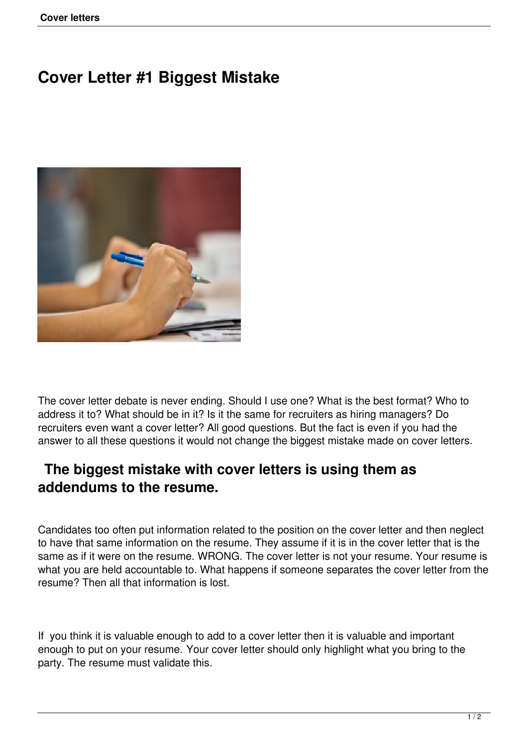# Cover Letter #1 Biggest Mistake

The cover letter debate is never ending. Should I use one? What is the best format? Who to address it to? What should be in it? Is it the same for recruiters as hiring managers? Do recruiters even want a cover letter? All good questions. But the fact is even if you had the answer to all these questions it would not change the biggest mistake made on cover letters.

## The biggest mistake with cover letters is using them as addendums to the resume.

Candidates too often put information related to the position on the cover letter and then neglect to have that same information on the resume. They assume if it is in the cover letter that is the same as if it were on the resume. WRONG. The cover letter is not your resume. Your resume is what you are held accountable to. What happens if someone separates the cover letter from the resume? Then all that information is lost.

If you think it is valuable enough to add to a cover letter then it is valuable and important enough to put on your resume. Your cover letter should only highlight what you bring to the party. The resume must validate this.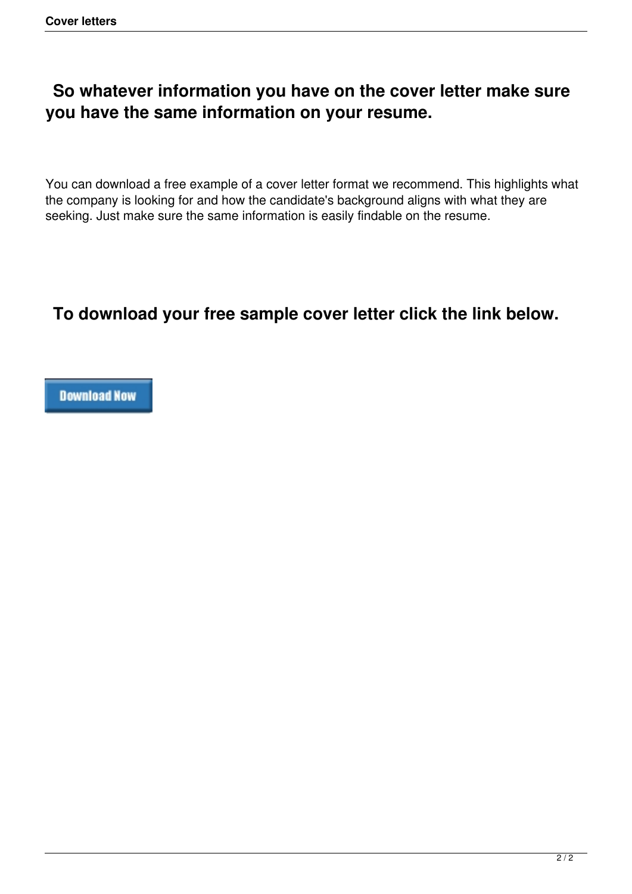## So whatever information you have on the cover letter make sure you have the same information on your resume.

You can download a free example of a cover letter format we recommend. This highlights what the company is looking for and how the candidate's background aligns with what they are seeking. Just make sure the same information is easily findable on the resume.

## To download your free sample cover letter click the link below.

Download Now